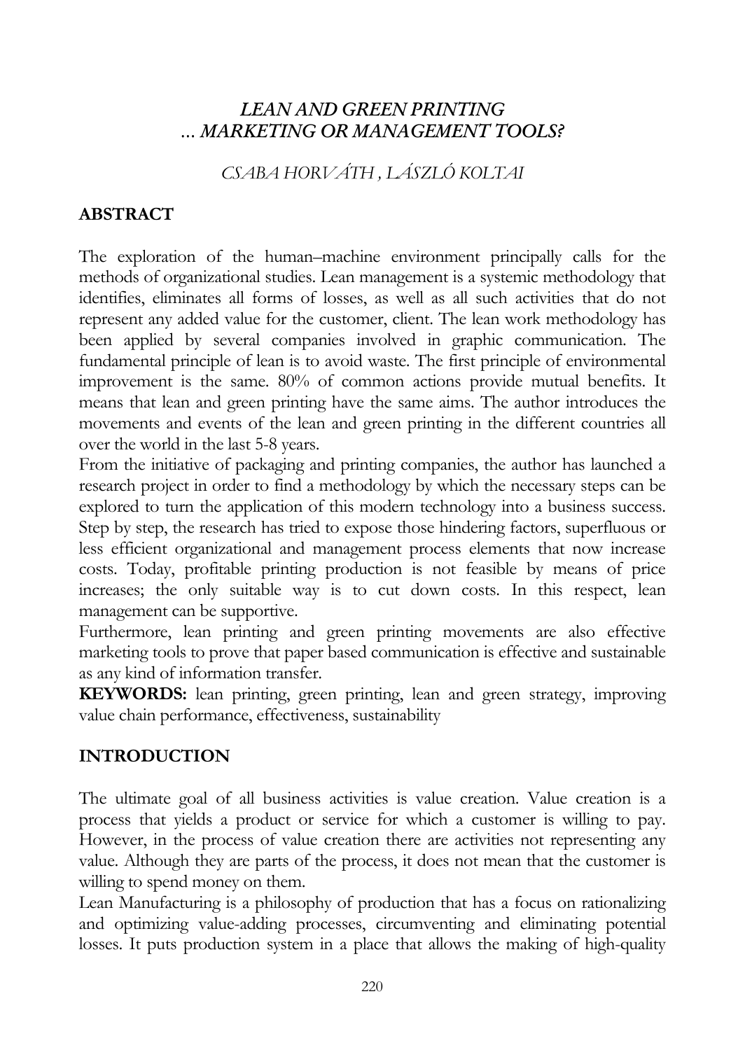# *LEAN AND GREEN PRINTING ... MARKETING OR MANAGEMENT TOOLS?*

*CSABA HORVÁTH , LÁSZLÓ KOLTAI*

## ABSTRACT

The exploration of the human–machine environment principally calls for the methods of organizational studies. Lean management is a systemic methodology that identifies, eliminates all forms of losses, as well as all such activities that do not represent any added value for the customer, client. The lean work methodology has been applied by several companies involved in graphic communication. The fundamental principle of lean is to avoid waste. The first principle of environmental improvement is the same. 80% of common actions provide mutual benefits. It means that lean and green printing have the same aims. The author introduces the movements and events of the lean and green printing in the different countries all over the world in the last 5-8 years.

From the initiative of packaging and printing companies, the author has launched a research project in order to find a methodology by which the necessary steps can be explored to turn the application of this modern technology into a business success. Step by step, the research has tried to expose those hindering factors, superfluous or less efficient organizational and management process elements that now increase costs. Today, profitable printing production is not feasible by means of price increases; the only suitable way is to cut down costs. In this respect, lean management can be supportive.

Furthermore, lean printing and green printing movements are also effective marketing tools to prove that paper based communication is effective and sustainable as any kind of information transfer.

**KEYWORDS:** lean printing, green printing, lean and green strategy, improving value chain performance, effectiveness, sustainability

## INTRODUCTION

The ultimate goal of all business activities is value creation. Value creation is a process that yields a product or service for which a customer is willing to pay. However, in the process of value creation there are activities not representing any value. Although they are parts of the process, it does not mean that the customer is willing to spend money on them.

Lean Manufacturing is a philosophy of production that has a focus on rationalizing and optimizing value-adding processes, circumventing and eliminating potential losses. It puts production system in a place that allows the making of high-quality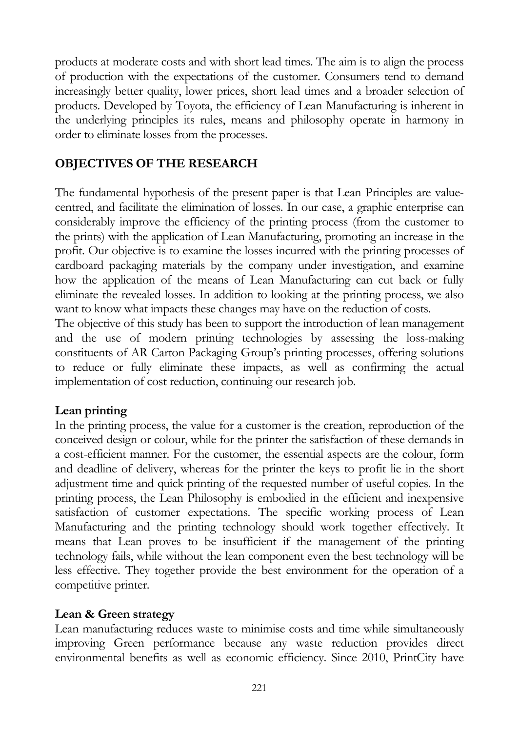products at moderate costs and with short lead times. The aim is to align the process of production with the expectations of the customer. Consumers tend to demand increasingly better quality, lower prices, short lead times and a broader selection of products. Developed by Toyota, the efficiency of Lean Manufacturing is inherent in the underlying principles its rules, means and philosophy operate in harmony in order to eliminate losses from the processes.

## OBJECTIVES OF THE RESEARCH

The fundamental hypothesis of the present paper is that Lean Principles are value-centred, and facilitate the elimination of losses. In our case, a graphic enterprise can considerably improve the efficiency of the printing process (from the customer to the prints) with the application of Lean Manufacturing, promoting an increase in the profit. Our objective is to examine the losses incurred with the printing processes of cardboard packaging materials by the company under investigation, and examine how the application of the means of Lean Manufacturing can cut back or fully eliminate the revealed losses. In addition to looking at the printing process, we also want to know what impacts these changes may have on the reduction of costs.

The objective of this study has been to support the introduction of lean management and the use of modern printing technologies by assessing the loss-making constituents of AR Carton Packaging Group's printing processes, offering solutions to reduce or fully eliminate these impacts, as well as confirming the actual implementation of cost reduction, continuing our research job.

### Lean printing

In the printing process, the value for a customer is the creation, reproduction of the conceived design or colour, while for the printer the satisfaction of these demands in a cost-efficient manner. For the customer, the essential aspects are the colour, form and deadline of delivery, whereas for the printer the keys to profit lie in the short adjustment time and quick printing of the requested number of useful copies. In the printing process, the Lean Philosophy is embodied in the efficient and inexpensive satisfaction of customer expectations. The specific working process of Lean Manufacturing and the printing technology should work together effectively. It means that Lean proves to be insufficient if the management of the printing technology fails, while without the lean component even the best technology will be less effective. They together provide the best environment for the operation of a competitive printer.

### Lean & Green strategy

Lean manufacturing reduces waste to minimise costs and time while simultaneously improving Green performance because any waste reduction provides direct environmental benefits as well as economic efficiency. Since 2010, PrintCity have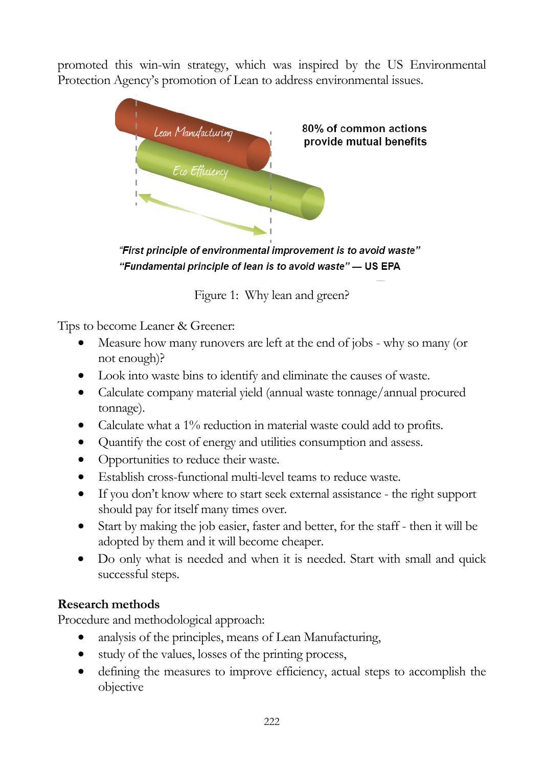promoted this win-win strategy, which was inspired by the US Environmental Protection Agency's promotion of Lean to address environmental issues.

Lean Manufacturing

Eco Efficiency

80% of common actions provide mutual benefits

*"First principle of environmental improvement is to avoid waste"*
*"Fundamental principle of lean is to avoid waste"* — US EPA

Figure 1: Why lean and green?

Tips to become Leaner & Greener:

- Measure how many runovers are left at the end of jobs - why so many (or not enough)?
- Look into waste bins to identify and eliminate the causes of waste.
- Calculate company material yield (annual waste tonnage/annual procured tonnage).
- Calculate what a 1% reduction in material waste could add to profits.
- Quantify the cost of energy and utilities consumption and assess.
- Opportunities to reduce their waste.
- Establish cross-functional multi-level teams to reduce waste.
- If you don't know where to start seek external assistance - the right support should pay for itself many times over.
- Start by making the job easier, faster and better, for the staff - then it will be adopted by them and it will become cheaper.
- Do only what is needed and when it is needed. Start with small and quick successful steps.

## Research methods

Procedure and methodological approach:

- analysis of the principles, means of Lean Manufacturing,
- study of the values, losses of the printing process,
- defining the measures to improve efficiency, actual steps to accomplish the objective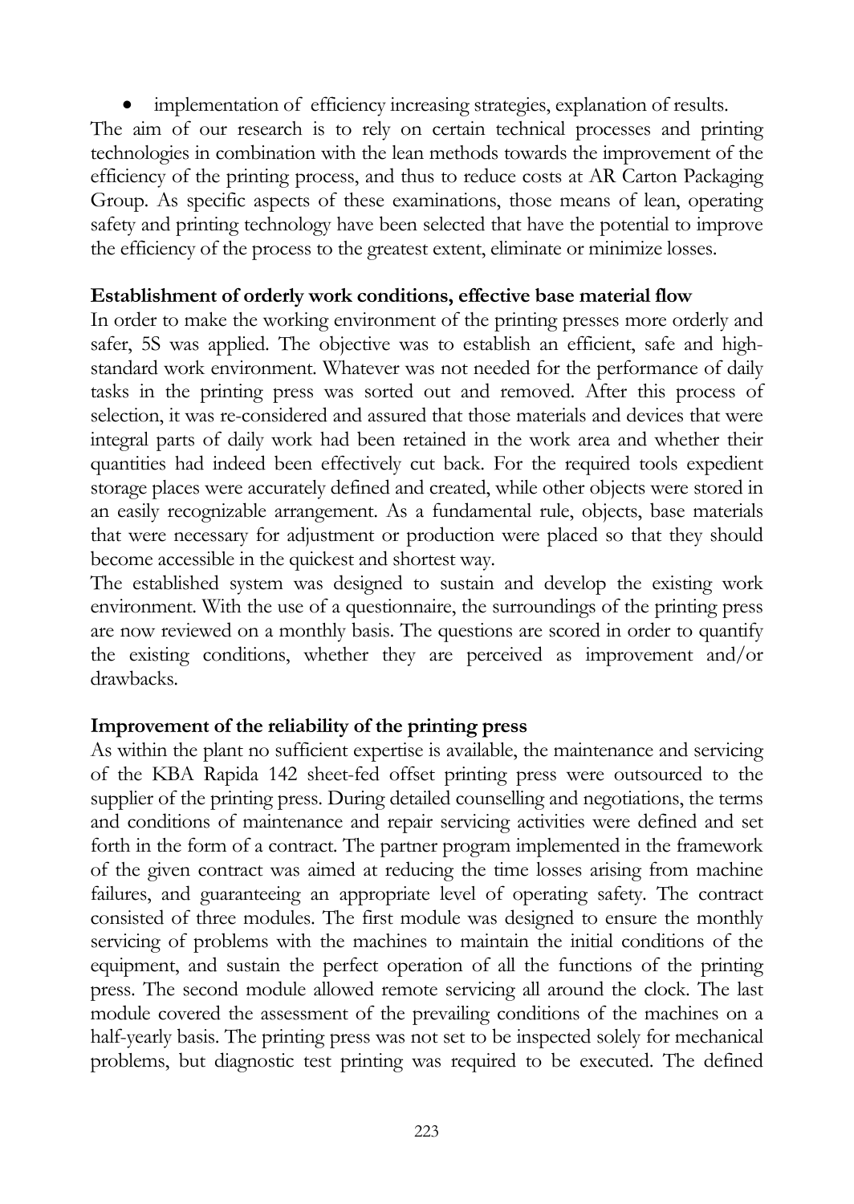- implementation of efficiency increasing strategies, explanation of results.

The aim of our research is to rely on certain technical processes and printing technologies in combination with the lean methods towards the improvement of the efficiency of the printing process, and thus to reduce costs at AR Carton Packaging Group. As specific aspects of these examinations, those means of lean, operating safety and printing technology have been selected that have the potential to improve the efficiency of the process to the greatest extent, eliminate or minimize losses.

**Establishment of orderly work conditions, effective base material flow**

In order to make the working environment of the printing presses more orderly and safer, 5S was applied. The objective was to establish an efficient, safe and high-standard work environment. Whatever was not needed for the performance of daily tasks in the printing press was sorted out and removed. After this process of selection, it was re-considered and assured that those materials and devices that were integral parts of daily work had been retained in the work area and whether their quantities had indeed been effectively cut back. For the required tools expedient storage places were accurately defined and created, while other objects were stored in an easily recognizable arrangement. As a fundamental rule, objects, base materials that were necessary for adjustment or production were placed so that they should become accessible in the quickest and shortest way.

The established system was designed to sustain and develop the existing work environment. With the use of a questionnaire, the surroundings of the printing press are now reviewed on a monthly basis. The questions are scored in order to quantify the existing conditions, whether they are perceived as improvement and/or drawbacks.

**Improvement of the reliability of the printing press**

As within the plant no sufficient expertise is available, the maintenance and servicing of the KBA Rapida 142 sheet-fed offset printing press were outsourced to the supplier of the printing press. During detailed counselling and negotiations, the terms and conditions of maintenance and repair servicing activities were defined and set forth in the form of a contract. The partner program implemented in the framework of the given contract was aimed at reducing the time losses arising from machine failures, and guaranteeing an appropriate level of operating safety. The contract consisted of three modules. The first module was designed to ensure the monthly servicing of problems with the machines to maintain the initial conditions of the equipment, and sustain the perfect operation of all the functions of the printing press. The second module allowed remote servicing all around the clock. The last module covered the assessment of the prevailing conditions of the machines on a half-yearly basis. The printing press was not set to be inspected solely for mechanical problems, but diagnostic test printing was required to be executed. The defined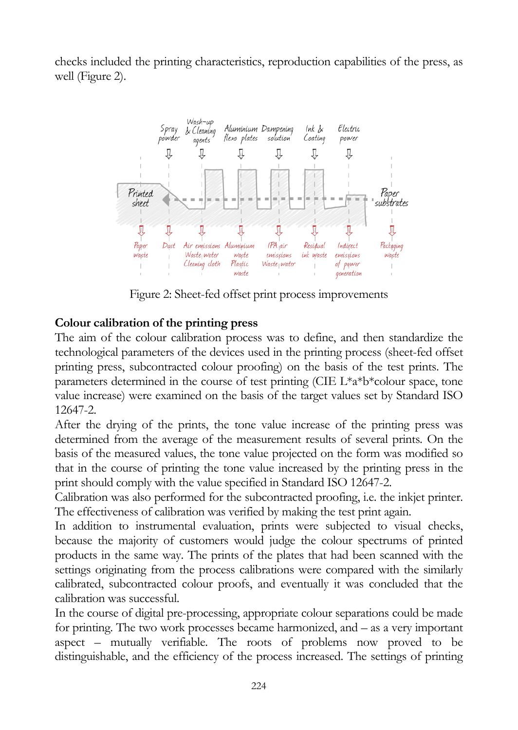checks included the printing characteristics, reproduction capabilities of the press, as well (Figure 2).

Figure 2: Sheet-fed offset print process improvements

**Colour calibration of the printing press**

The aim of the colour calibration process was to define, and then standardize the technological parameters of the devices used in the printing process (sheet-fed offset printing press, subcontracted colour proofing) on the basis of the test prints. The parameters determined in the course of test printing (CIE L*a*b*colour space, tone value increase) were examined on the basis of the target values set by Standard ISO 12647-2.

After the drying of the prints, the tone value increase of the printing press was determined from the average of the measurement results of several prints. On the basis of the measured values, the tone value projected on the form was modified so that in the course of printing the tone value increased by the printing press in the print should comply with the value specified in Standard ISO 12647-2.

Calibration was also performed for the subcontracted proofing, i.e. the inkjet printer. The effectiveness of calibration was verified by making the test print again.

In addition to instrumental evaluation, prints were subjected to visual checks, because the majority of customers would judge the colour spectrums of printed products in the same way. The prints of the plates that had been scanned with the settings originating from the process calibrations were compared with the similarly calibrated, subcontracted colour proofs, and eventually it was concluded that the calibration was successful.

In the course of digital pre-processing, appropriate colour separations could be made for printing. The two work processes became harmonized, and – as a very important aspect – mutually verifiable. The roots of problems now proved to be distinguishable, and the efficiency of the process increased. The settings of printing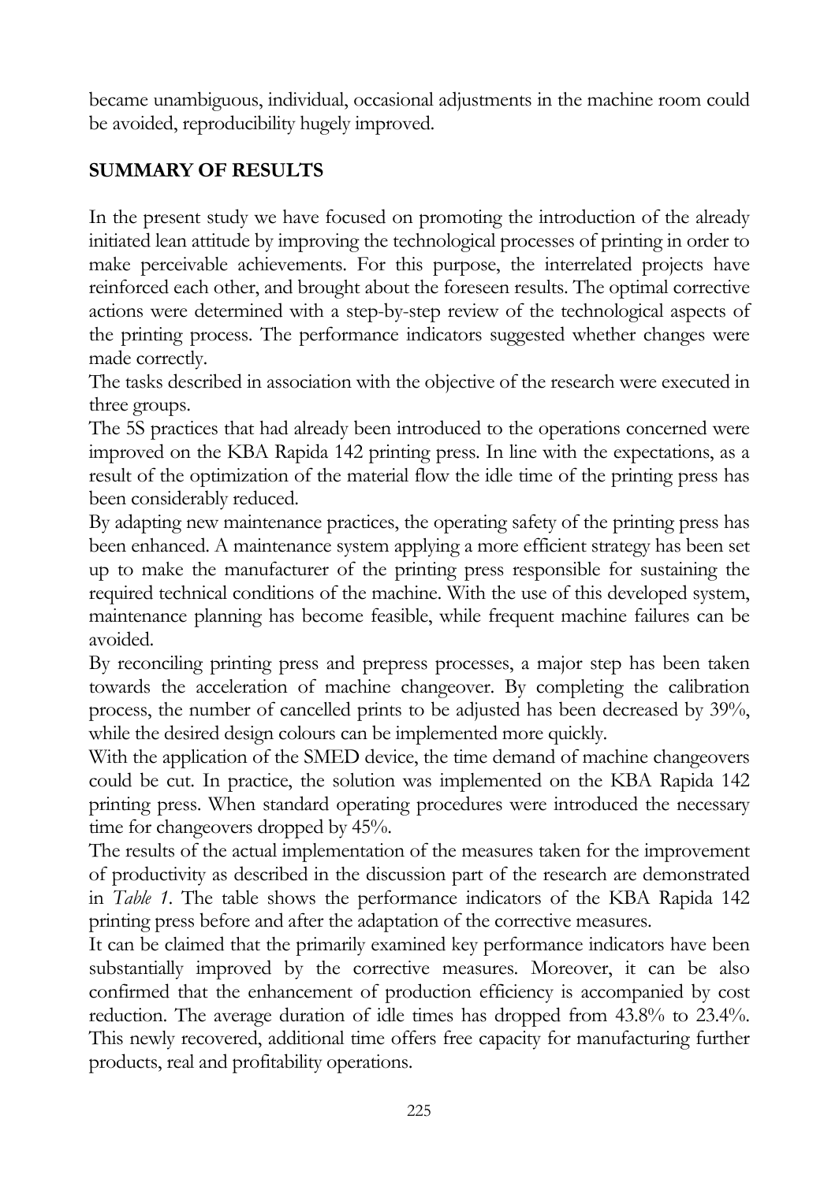became unambiguous, individual, occasional adjustments in the machine room could be avoided, reproducibility hugely improved.

## SUMMARY OF RESULTS

In the present study we have focused on promoting the introduction of the already initiated lean attitude by improving the technological processes of printing in order to make perceivable achievements. For this purpose, the interrelated projects have reinforced each other, and brought about the foreseen results. The optimal corrective actions were determined with a step-by-step review of the technological aspects of the printing process. The performance indicators suggested whether changes were made correctly.

The tasks described in association with the objective of the research were executed in three groups.

The 5S practices that had already been introduced to the operations concerned were improved on the KBA Rapida 142 printing press. In line with the expectations, as a result of the optimization of the material flow the idle time of the printing press has been considerably reduced.

By adapting new maintenance practices, the operating safety of the printing press has been enhanced. A maintenance system applying a more efficient strategy has been set up to make the manufacturer of the printing press responsible for sustaining the required technical conditions of the machine. With the use of this developed system, maintenance planning has become feasible, while frequent machine failures can be avoided.

By reconciling printing press and prepress processes, a major step has been taken towards the acceleration of machine changeover. By completing the calibration process, the number of cancelled prints to be adjusted has been decreased by 39%, while the desired design colours can be implemented more quickly.

With the application of the SMED device, the time demand of machine changeovers could be cut. In practice, the solution was implemented on the KBA Rapida 142 printing press. When standard operating procedures were introduced the necessary time for changeovers dropped by 45%.

The results of the actual implementation of the measures taken for the improvement of productivity as described in the discussion part of the research are demonstrated in *Table 1*. The table shows the performance indicators of the KBA Rapida 142 printing press before and after the adaptation of the corrective measures.

It can be claimed that the primarily examined key performance indicators have been substantially improved by the corrective measures. Moreover, it can be also confirmed that the enhancement of production efficiency is accompanied by cost reduction. The average duration of idle times has dropped from 43.8% to 23.4%. This newly recovered, additional time offers free capacity for manufacturing further products, real and profitability operations.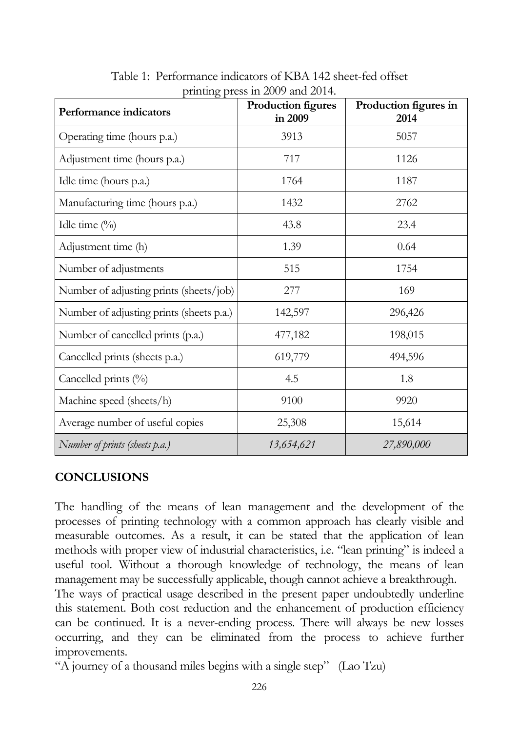Table 1: Performance indicators of KBA 142 sheet-fed offset printing press in 2009 and 2014.

| Performance indicators | Production figures in 2009 | Production figures in 2014 |
|---|---|---|
| Operating time (hours p.a.) | 3913 | 5057 |
| Adjustment time (hours p.a.) | 717 | 1126 |
| Idle time (hours p.a.) | 1764 | 1187 |
| Manufacturing time (hours p.a.) | 1432 | 2762 |
| Idle time (%) | 43.8 | 23.4 |
| Adjustment time (h) | 1.39 | 0.64 |
| Number of adjustments | 515 | 1754 |
| Number of adjusting prints (sheets/job) | 277 | 169 |
| Number of adjusting prints (sheets p.a.) | 142,597 | 296,426 |
| Number of cancelled prints (p.a.) | 477,182 | 198,015 |
| Cancelled prints (sheets p.a.) | 619,779 | 494,596 |
| Cancelled prints (%) | 4.5 | 1.8 |
| Machine speed (sheets/h) | 9100 | 9920 |
| Average number of useful copies | 25,308 | 15,614 |
| *Number of prints (sheets p.a.)* | *13,654,621* | *27,890,000* |

## CONCLUSIONS

The handling of the means of lean management and the development of the processes of printing technology with a common approach has clearly visible and measurable outcomes. As a result, it can be stated that the application of lean methods with proper view of industrial characteristics, i.e. "lean printing" is indeed a useful tool. Without a thorough knowledge of technology, the means of lean management may be successfully applicable, though cannot achieve a breakthrough.
The ways of practical usage described in the present paper undoubtedly underline this statement. Both cost reduction and the enhancement of production efficiency can be continued. It is a never-ending process. There will always be new losses occurring, and they can be eliminated from the process to achieve further improvements.
"A journey of a thousand miles begins with a single step" (Lao Tzu)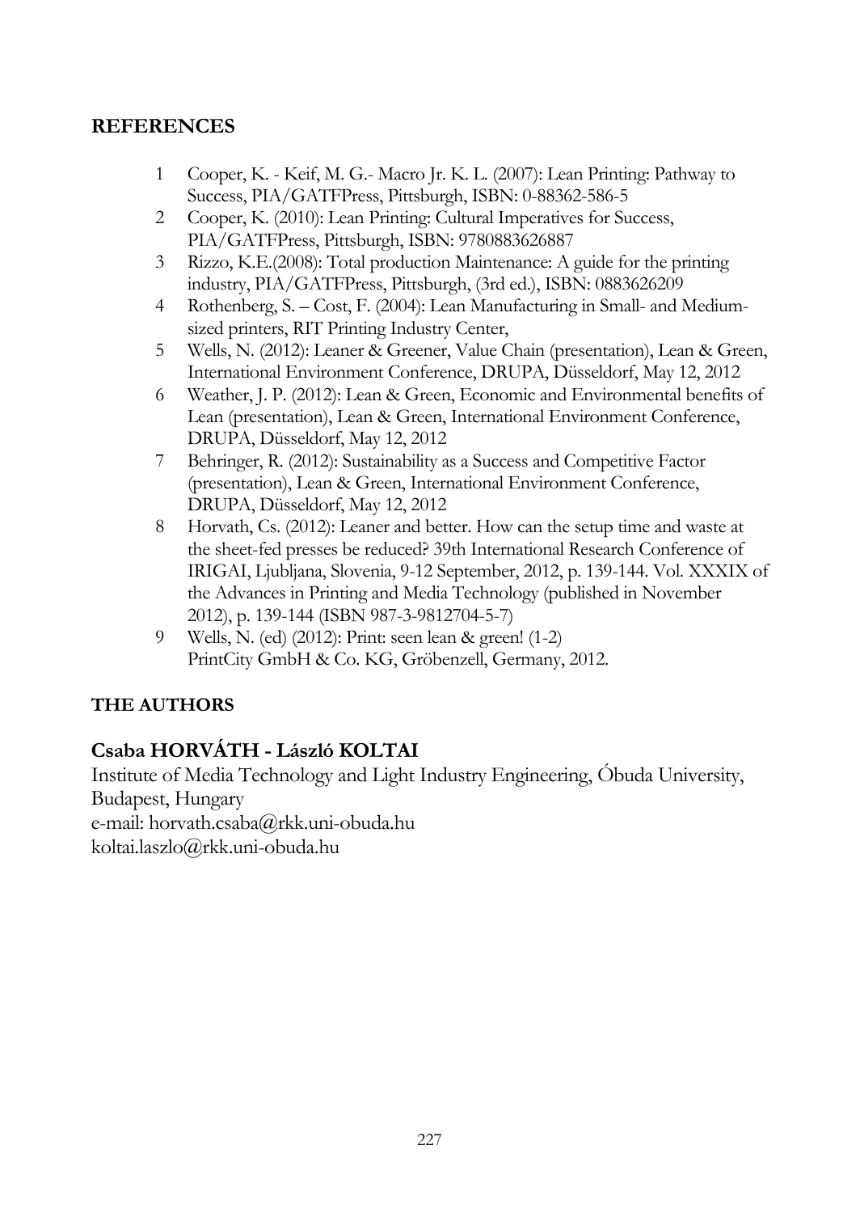## REFERENCES

1. Cooper, K. - Keif, M. G.- Macro Jr. K. L. (2007): Lean Printing: Pathway to Success, PIA/GATFPress, Pittsburgh, ISBN: 0-88362-586-5
2. Cooper, K. (2010): Lean Printing: Cultural Imperatives for Success, PIA/GATFPress, Pittsburgh, ISBN: 9780883626887
3. Rizzo, K.E.(2008): Total production Maintenance: A guide for the printing industry, PIA/GATFPress, Pittsburgh, (3rd ed.), ISBN: 0883626209
4. Rothenberg, S. – Cost, F. (2004): Lean Manufacturing in Small- and Medium-sized printers, RIT Printing Industry Center,
5. Wells, N. (2012): Leaner & Greener, Value Chain (presentation), Lean & Green, International Environment Conference, DRUPA, Düsseldorf, May 12, 2012
6. Weather, J. P. (2012): Lean & Green, Economic and Environmental benefits of Lean (presentation), Lean & Green, International Environment Conference, DRUPA, Düsseldorf, May 12, 2012
7. Behringer, R. (2012): Sustainability as a Success and Competitive Factor (presentation), Lean & Green, International Environment Conference, DRUPA, Düsseldorf, May 12, 2012
8. Horvath, Cs. (2012): Leaner and better. How can the setup time and waste at the sheet-fed presses be reduced? 39th International Research Conference of IRIGAI, Ljubljana, Slovenia, 9-12 September, 2012, p. 139-144. Vol. XXXIX of the Advances in Printing and Media Technology (published in November 2012), p. 139-144 (ISBN 987-3-9812704-5-7)
9. Wells, N. (ed) (2012): Print: seen lean & green! (1-2) PrintCity GmbH & Co. KG, Gröbenzell, Germany, 2012.

## THE AUTHORS

### Csaba HORVÁTH - László KOLTAI

Institute of Media Technology and Light Industry Engineering, Óbuda University, Budapest, Hungary
e-mail: horvath.csaba@rkk.uni-obuda.hu
koltai.laszlo@rkk.uni-obuda.hu